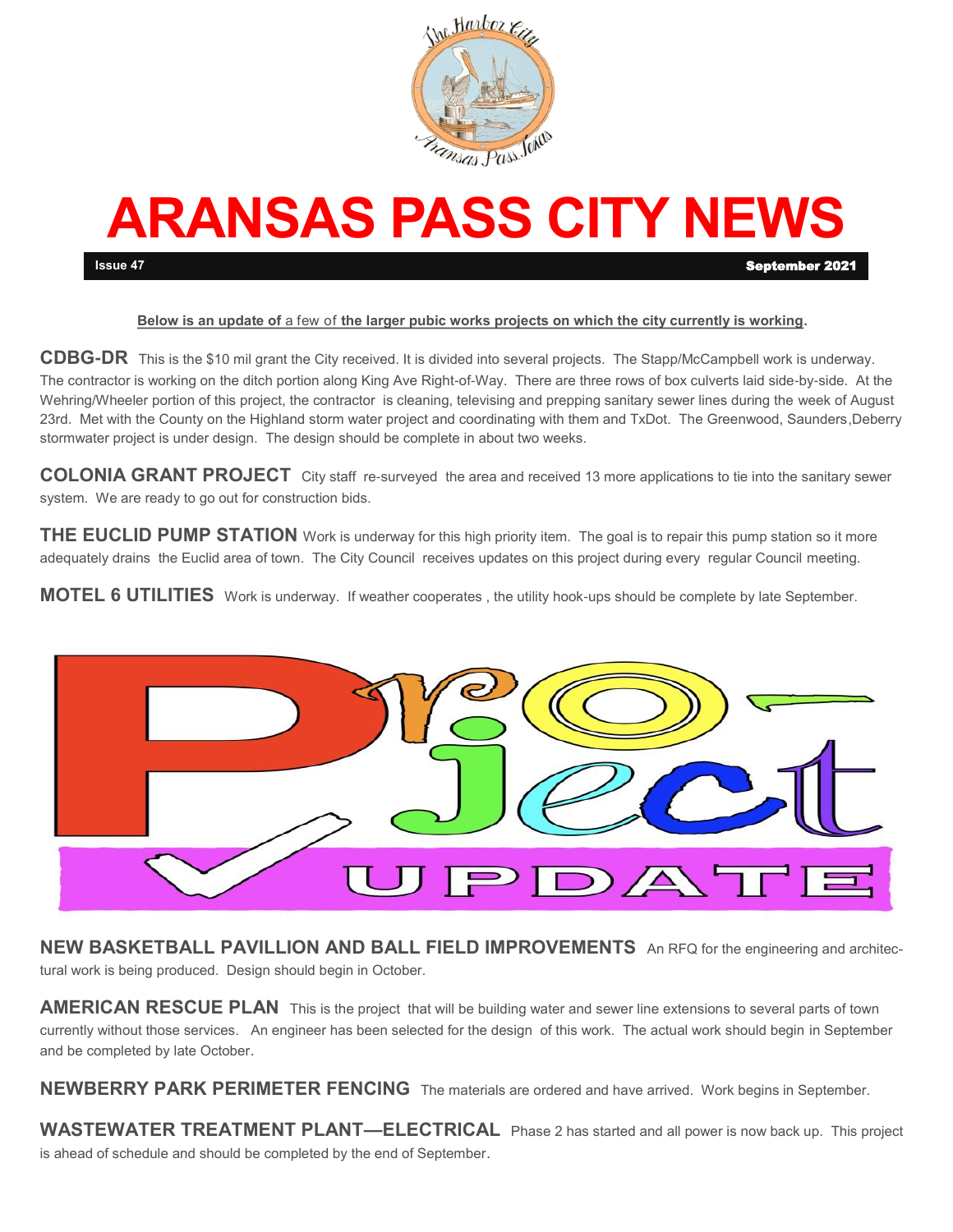# ARANSAS PASS CITY NEWS

**Issue 47** **September 2021**

**Below is an update of** a few of **the larger pubic works projects on which the city currently is working.**

**CDBG-DR** This is the $10 mil grant the City received. It is divided into several projects. The Stapp/McCampbell work is underway. The contractor is working on the ditch portion along King Ave Right-of-Way. There are three rows of box culverts laid side-by-side. At the Wehring/Wheeler portion of this project, the contractor is cleaning, televising and prepping sanitary sewer lines during the week of August 23rd. Met with the County on the Highland storm water project and coordinating with them and TxDot. The Greenwood, Saunders,Deberry stormwater project is under design. The design should be complete in about two weeks.

**COLONIA GRANT PROJECT** City staff re-surveyed the area and received 13 more applications to tie into the sanitary sewer system. We are ready to go out for construction bids.

**THE EUCLID PUMP STATION** Work is underway for this high priority item. The goal is to repair this pump station so it more adequately drains the Euclid area of town. The City Council receives updates on this project during every regular Council meeting.

**MOTEL 6 UTILITIES** Work is underway. If weather cooperates , the utility hook-ups should be complete by late September.

**Project UPDATE**

**NEW BASKETBALL PAVILLION AND BALL FIELD IMPROVEMENTS** An RFQ for the engineering and architectural work is being produced. Design should begin in October.

**AMERICAN RESCUE PLAN** This is the project that will be building water and sewer line extensions to several parts of town currently without those services. An engineer has been selected for the design of this work. The actual work should begin in September and be completed by late October.

**NEWBERRY PARK PERIMETER FENCING** The materials are ordered and have arrived. Work begins in September.

**WASTEWATER TREATMENT PLANT—ELECTRICAL** Phase 2 has started and all power is now back up. This project is ahead of schedule and should be completed by the end of September.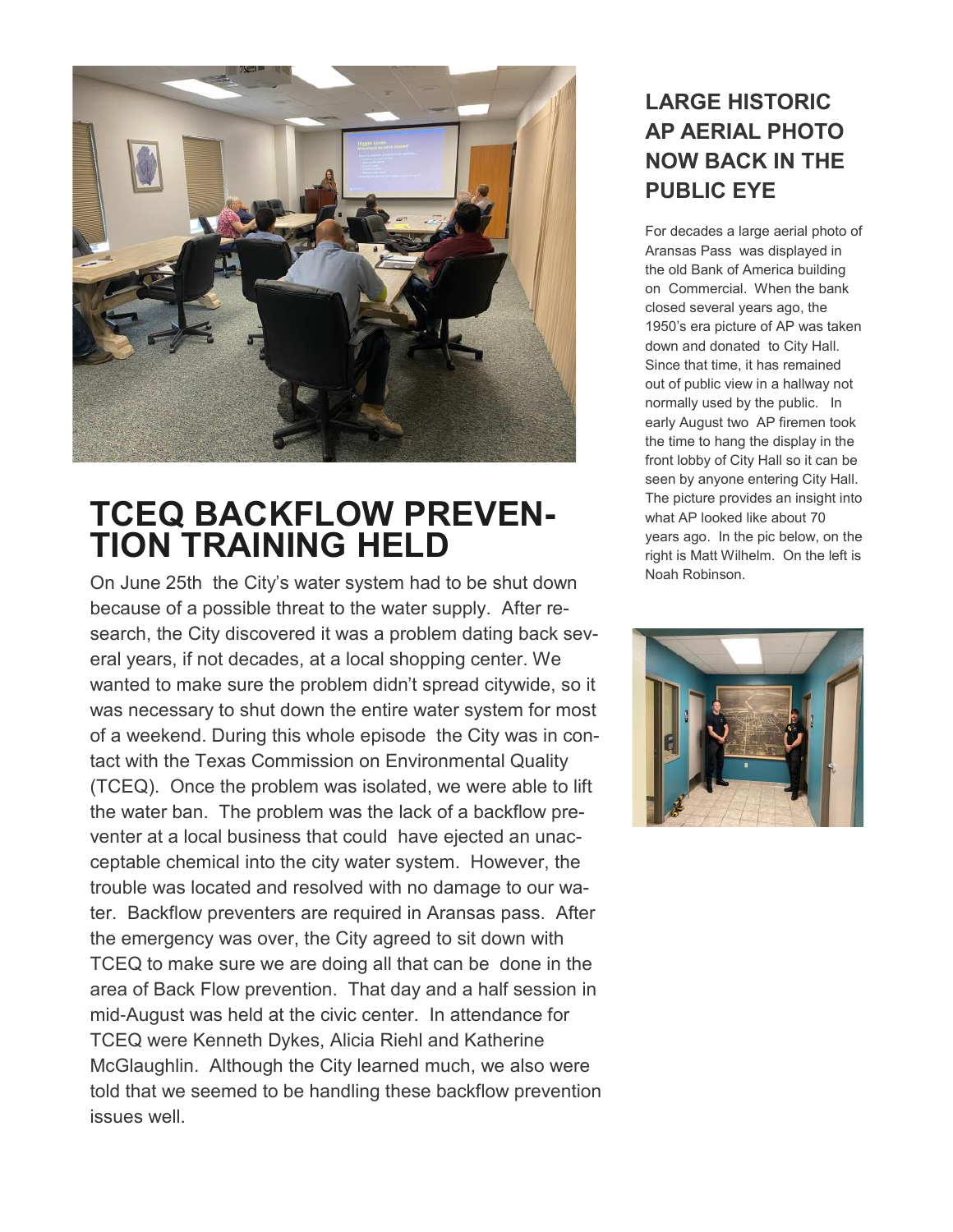# TCEQ BACKFLOW PREVENTION TRAINING HELD

On June 25th the City's water system had to be shut down because of a possible threat to the water supply. After research, the City discovered it was a problem dating back several years, if not decades, at a local shopping center. We wanted to make sure the problem didn't spread citywide, so it was necessary to shut down the entire water system for most of a weekend. During this whole episode the City was in contact with the Texas Commission on Environmental Quality (TCEQ). Once the problem was isolated, we were able to lift the water ban. The problem was the lack of a backflow preventer at a local business that could have ejected an unacceptable chemical into the city water system. However, the trouble was located and resolved with no damage to our water. Backflow preventers are required in Aransas pass. After the emergency was over, the City agreed to sit down with TCEQ to make sure we are doing all that can be done in the area of Back Flow prevention. That day and a half session in mid-August was held at the civic center. In attendance for TCEQ were Kenneth Dykes, Alicia Riehl and Katherine McGlaughlin. Although the City learned much, we also were told that we seemed to be handling these backflow prevention issues well.

## LARGE HISTORIC AP AERIAL PHOTO NOW BACK IN THE PUBLIC EYE

For decades a large aerial photo of Aransas Pass was displayed in the old Bank of America building on Commercial. When the bank closed several years ago, the 1950's era picture of AP was taken down and donated to City Hall. Since that time, it has remained out of public view in a hallway not normally used by the public. In early August two AP firemen took the time to hang the display in the front lobby of City Hall so it can be seen by anyone entering City Hall. The picture provides an insight into what AP looked like about 70 years ago. In the pic below, on the right is Matt Wilhelm. On the left is Noah Robinson.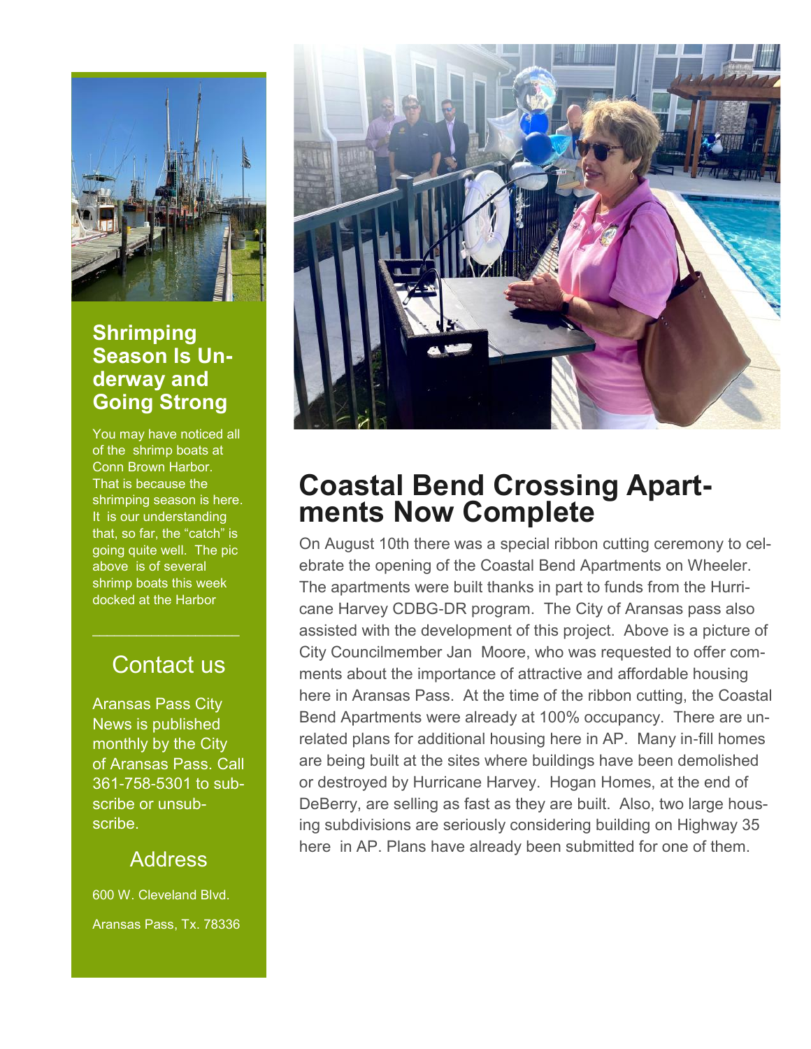## Shrimping Season Is Underway and Going Strong

You may have noticed all of the shrimp boats at Conn Brown Harbor. That is because the shrimping season is here. It is our understanding that, so far, the "catch" is going quite well. The pic above is of several shrimp boats this week docked at the Harbor

---

## Contact us

Aransas Pass City News is published monthly by the City of Aransas Pass. Call 361-758-5301 to subscribe or unsubscribe.

### Address

600 W. Cleveland Blvd.

Aransas Pass, Tx. 78336

# Coastal Bend Crossing Apartments Now Complete

On August 10th there was a special ribbon cutting ceremony to celebrate the opening of the Coastal Bend Apartments on Wheeler. The apartments were built thanks in part to funds from the Hurricane Harvey CDBG-DR program. The City of Aransas pass also assisted with the development of this project. Above is a picture of City Councilmember Jan Moore, who was requested to offer comments about the importance of attractive and affordable housing here in Aransas Pass. At the time of the ribbon cutting, the Coastal Bend Apartments were already at 100% occupancy. There are unrelated plans for additional housing here in AP. Many in-fill homes are being built at the sites where buildings have been demolished or destroyed by Hurricane Harvey. Hogan Homes, at the end of DeBerry, are selling as fast as they are built. Also, two large housing subdivisions are seriously considering building on Highway 35 here in AP. Plans have already been submitted for one of them.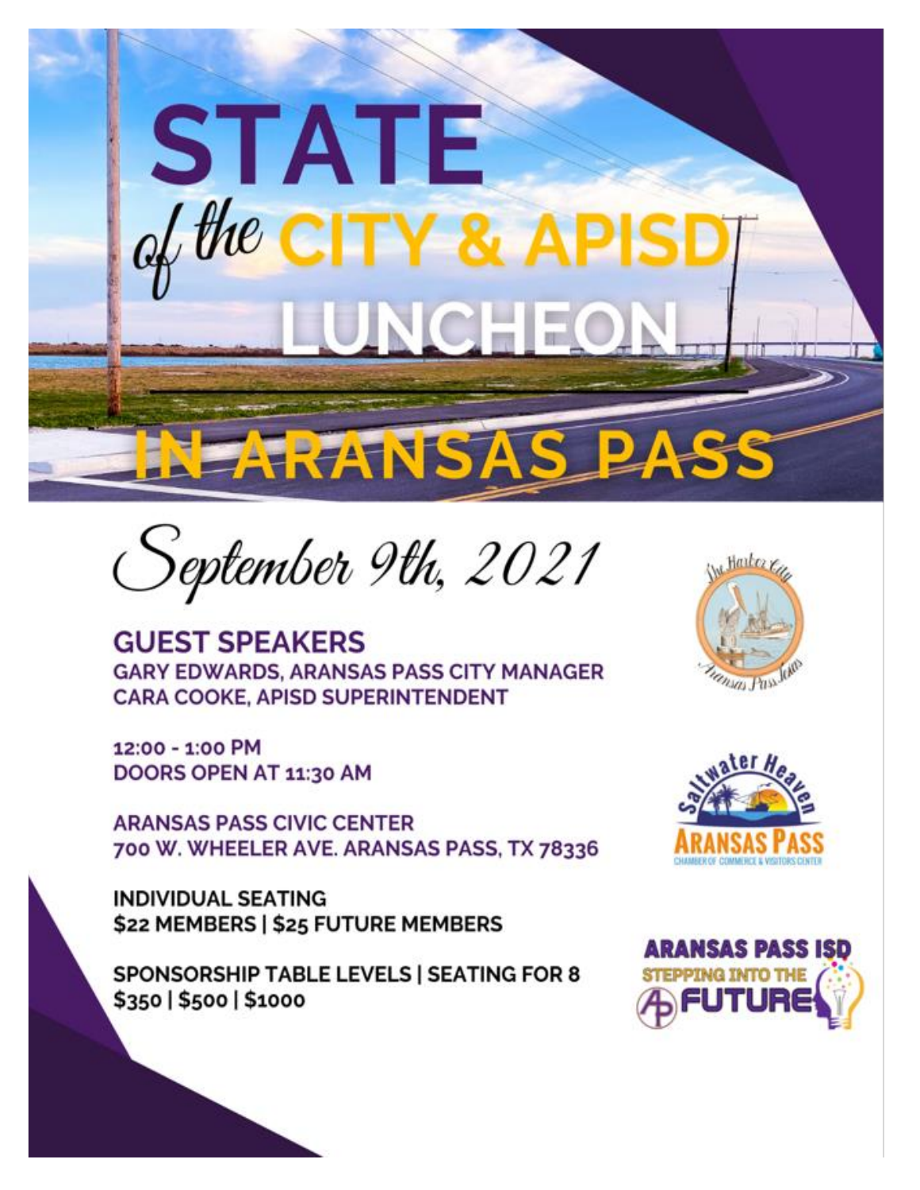# STATE of the CITY & APISD LUNCHEON IN ARANSAS PASS

*September 9th, 2021*

## GUEST SPEAKERS

GARY EDWARDS, ARANSAS PASS CITY MANAGER
CARA COOKE, APISD SUPERINTENDENT

12:00 - 1:00 PM
DOORS OPEN AT 11:30 AM

ARANSAS PASS CIVIC CENTER
700 W. WHEELER AVE. ARANSAS PASS, TX 78336

INDIVIDUAL SEATING
$22 MEMBERS | $25 FUTURE MEMBERS

SPONSORSHIP TABLE LEVELS | SEATING FOR 8
$350 | $500 | $1000

The Harbor City
Aransas Pass Texas

Saltwater Heaven
ARANSAS PASS
CHAMBER OF COMMERCE & VISITORS CENTER

ARANSAS PASS ISD
STEPPING INTO THE FUTURE